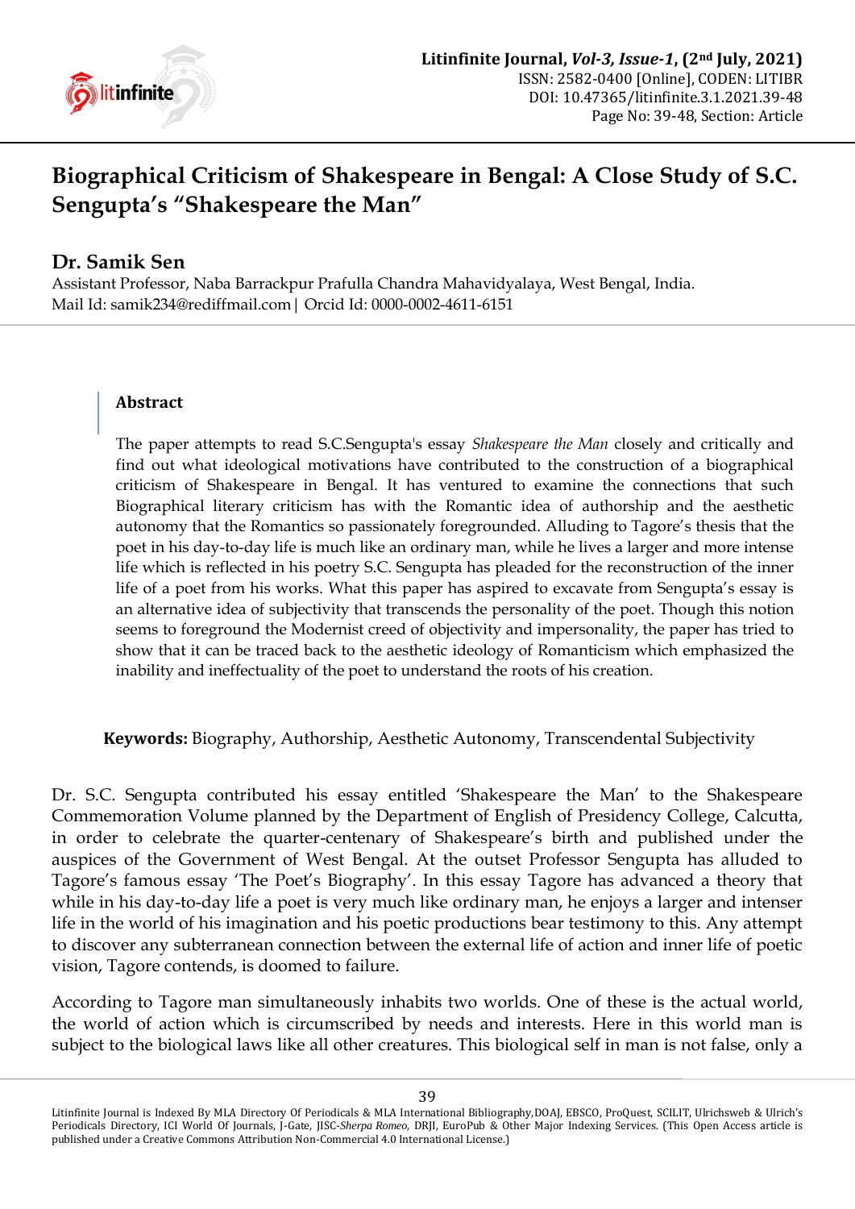# Biographical Criticism of Shakespeare in Bengal: A Close Study of S.C. Sengupta's "Shakespeare the Man"

## Dr. Samik Sen

Assistant Professor, Naba Barrackpur Prafulla Chandra Mahavidyalaya, West Bengal, India.
Mail Id: samik234@rediffmail.com | Orcid Id: 0000-0002-4611-6151

### Abstract

The paper attempts to read S.C.Sengupta's essay *Shakespeare the Man* closely and critically and find out what ideological motivations have contributed to the construction of a biographical criticism of Shakespeare in Bengal. It has ventured to examine the connections that such Biographical literary criticism has with the Romantic idea of authorship and the aesthetic autonomy that the Romantics so passionately foregrounded. Alluding to Tagore's thesis that the poet in his day-to-day life is much like an ordinary man, while he lives a larger and more intense life which is reflected in his poetry S.C. Sengupta has pleaded for the reconstruction of the inner life of a poet from his works. What this paper has aspired to excavate from Sengupta's essay is an alternative idea of subjectivity that transcends the personality of the poet. Though this notion seems to foreground the Modernist creed of objectivity and impersonality, the paper has tried to show that it can be traced back to the aesthetic ideology of Romanticism which emphasized the inability and ineffectuality of the poet to understand the roots of his creation.

**Keywords:** Biography, Authorship, Aesthetic Autonomy, Transcendental Subjectivity

Dr. S.C. Sengupta contributed his essay entitled 'Shakespeare the Man' to the Shakespeare Commemoration Volume planned by the Department of English of Presidency College, Calcutta, in order to celebrate the quarter-centenary of Shakespeare's birth and published under the auspices of the Government of West Bengal. At the outset Professor Sengupta has alluded to Tagore's famous essay 'The Poet's Biography'. In this essay Tagore has advanced a theory that while in his day-to-day life a poet is very much like ordinary man, he enjoys a larger and intenser life in the world of his imagination and his poetic productions bear testimony to this. Any attempt to discover any subterranean connection between the external life of action and inner life of poetic vision, Tagore contends, is doomed to failure.

According to Tagore man simultaneously inhabits two worlds. One of these is the actual world, the world of action which is circumscribed by needs and interests. Here in this world man is subject to the biological laws like all other creatures. This biological self in man is not false, only a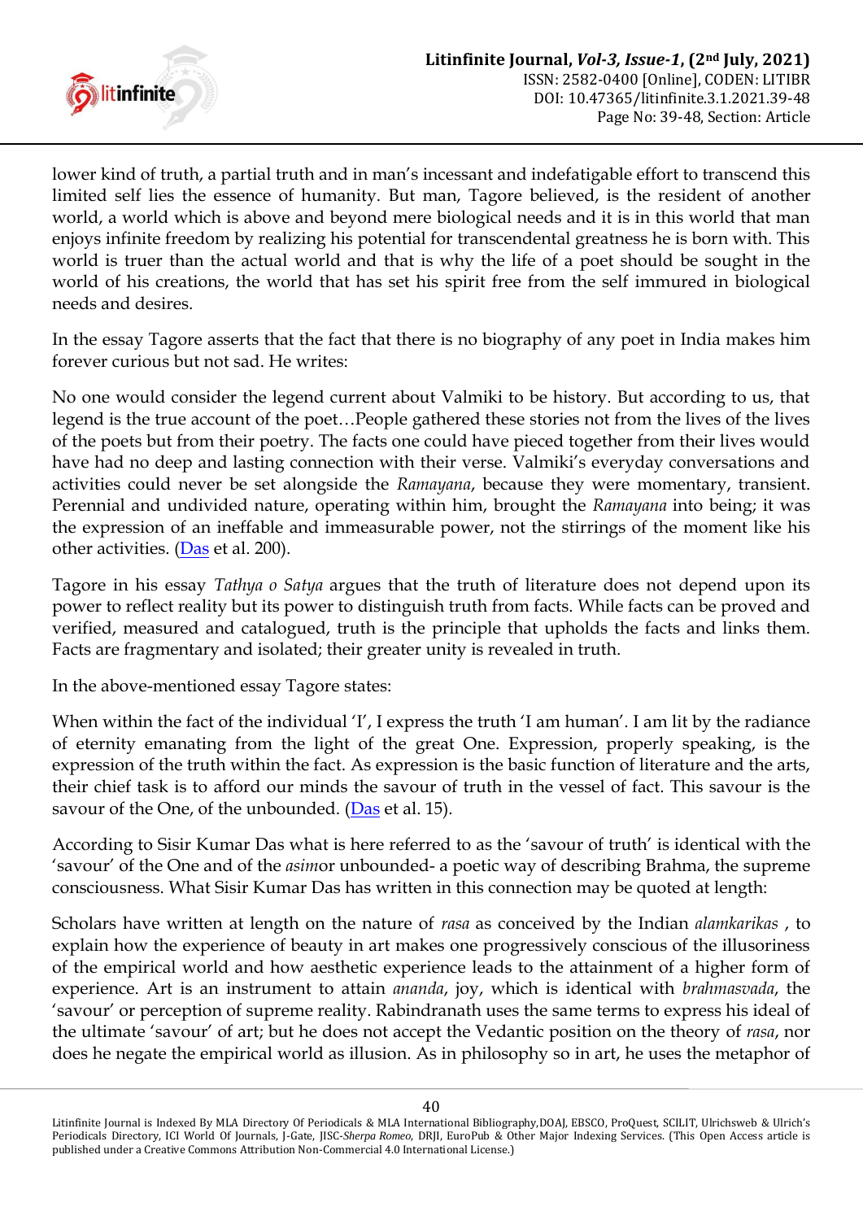lower kind of truth, a partial truth and in man's incessant and indefatigable effort to transcend this limited self lies the essence of humanity. But man, Tagore believed, is the resident of another world, a world which is above and beyond mere biological needs and it is in this world that man enjoys infinite freedom by realizing his potential for transcendental greatness he is born with. This world is truer than the actual world and that is why the life of a poet should be sought in the world of his creations, the world that has set his spirit free from the self immured in biological needs and desires.

In the essay Tagore asserts that the fact that there is no biography of any poet in India makes him forever curious but not sad. He writes:

No one would consider the legend current about Valmiki to be history. But according to us, that legend is the true account of the poet…People gathered these stories not from the lives of the lives of the poets but from their poetry. The facts one could have pieced together from their lives would have had no deep and lasting connection with their verse. Valmiki's everyday conversations and activities could never be set alongside the *Ramayana*, because they were momentary, transient. Perennial and undivided nature, operating within him, brought the *Ramayana* into being; it was the expression of an ineffable and immeasurable power, not the stirrings of the moment like his other activities. (Das et al. 200).

Tagore in his essay *Tathya o Satya* argues that the truth of literature does not depend upon its power to reflect reality but its power to distinguish truth from facts. While facts can be proved and verified, measured and catalogued, truth is the principle that upholds the facts and links them. Facts are fragmentary and isolated; their greater unity is revealed in truth.

In the above-mentioned essay Tagore states:

When within the fact of the individual 'I', I express the truth 'I am human'. I am lit by the radiance of eternity emanating from the light of the great One. Expression, properly speaking, is the expression of the truth within the fact. As expression is the basic function of literature and the arts, their chief task is to afford our minds the savour of truth in the vessel of fact. This savour is the savour of the One, of the unbounded. (Das et al. 15).

According to Sisir Kumar Das what is here referred to as the 'savour of truth' is identical with the 'savour' of the One and of the *asim*or unbounded- a poetic way of describing Brahma, the supreme consciousness. What Sisir Kumar Das has written in this connection may be quoted at length:

Scholars have written at length on the nature of *rasa* as conceived by the Indian *alamkarikas* , to explain how the experience of beauty in art makes one progressively conscious of the illusoriness of the empirical world and how aesthetic experience leads to the attainment of a higher form of experience. Art is an instrument to attain *ananda*, joy, which is identical with *brahmasvada*, the 'savour' or perception of supreme reality. Rabindranath uses the same terms to express his ideal of the ultimate 'savour' of art; but he does not accept the Vedantic position on the theory of *rasa*, nor does he negate the empirical world as illusion. As in philosophy so in art, he uses the metaphor of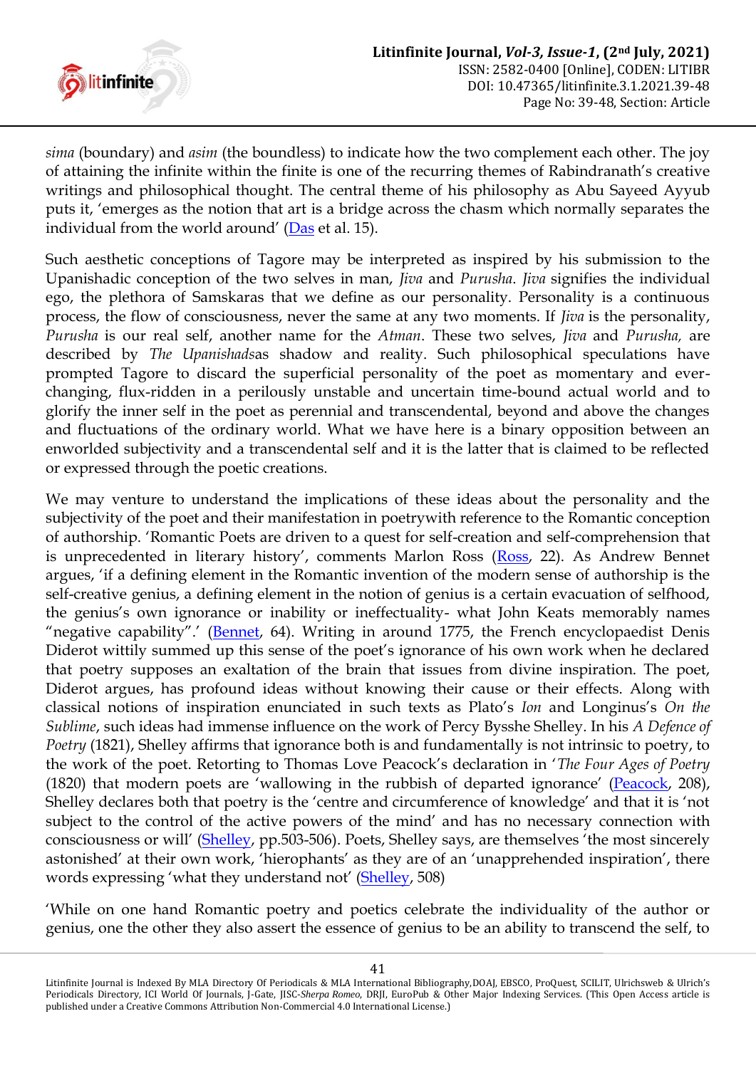*sima* (boundary) and *asim* (the boundless) to indicate how the two complement each other. The joy of attaining the infinite within the finite is one of the recurring themes of Rabindranath's creative writings and philosophical thought. The central theme of his philosophy as Abu Sayeed Ayyub puts it, 'emerges as the notion that art is a bridge across the chasm which normally separates the individual from the world around' (Das et al. 15).

Such aesthetic conceptions of Tagore may be interpreted as inspired by his submission to the Upanishadic conception of the two selves in man, *Jiva* and *Purusha*. *Jiva* signifies the individual ego, the plethora of Samskaras that we define as our personality. Personality is a continuous process, the flow of consciousness, never the same at any two moments. If *Jiva* is the personality, *Purusha* is our real self, another name for the *Atman*. These two selves, *Jiva* and *Purusha*, are described by *The Upanishads*as shadow and reality. Such philosophical speculations have prompted Tagore to discard the superficial personality of the poet as momentary and ever-changing, flux-ridden in a perilously unstable and uncertain time-bound actual world and to glorify the inner self in the poet as perennial and transcendental, beyond and above the changes and fluctuations of the ordinary world. What we have here is a binary opposition between an enworlded subjectivity and a transcendental self and it is the latter that is claimed to be reflected or expressed through the poetic creations.

We may venture to understand the implications of these ideas about the personality and the subjectivity of the poet and their manifestation in poetrywith reference to the Romantic conception of authorship. 'Romantic Poets are driven to a quest for self-creation and self-comprehension that is unprecedented in literary history', comments Marlon Ross (Ross, 22). As Andrew Bennet argues, 'if a defining element in the Romantic invention of the modern sense of authorship is the self-creative genius, a defining element in the notion of genius is a certain evacuation of selfhood, the genius's own ignorance or inability or ineffectuality- what John Keats memorably names "negative capability".' (Bennet, 64). Writing in around 1775, the French encyclopaedist Denis Diderot wittily summed up this sense of the poet's ignorance of his own work when he declared that poetry supposes an exaltation of the brain that issues from divine inspiration. The poet, Diderot argues, has profound ideas without knowing their cause or their effects. Along with classical notions of inspiration enunciated in such texts as Plato's *Ion* and Longinus's *On the Sublime*, such ideas had immense influence on the work of Percy Bysshe Shelley. In his *A Defence of Poetry* (1821), Shelley affirms that ignorance both is and fundamentally is not intrinsic to poetry, to the work of the poet. Retorting to Thomas Love Peacock's declaration in '*The Four Ages of Poetry* (1820) that modern poets are 'wallowing in the rubbish of departed ignorance' (Peacock, 208), Shelley declares both that poetry is the 'centre and circumference of knowledge' and that it is 'not subject to the control of the active powers of the mind' and has no necessary connection with consciousness or will' (Shelley, pp.503-506). Poets, Shelley says, are themselves 'the most sincerely astonished' at their own work, 'hierophants' as they are of an 'unapprehended inspiration', there words expressing 'what they understand not' (Shelley, 508)

'While on one hand Romantic poetry and poetics celebrate the individuality of the author or genius, one the other they also assert the essence of genius to be an ability to transcend the self, to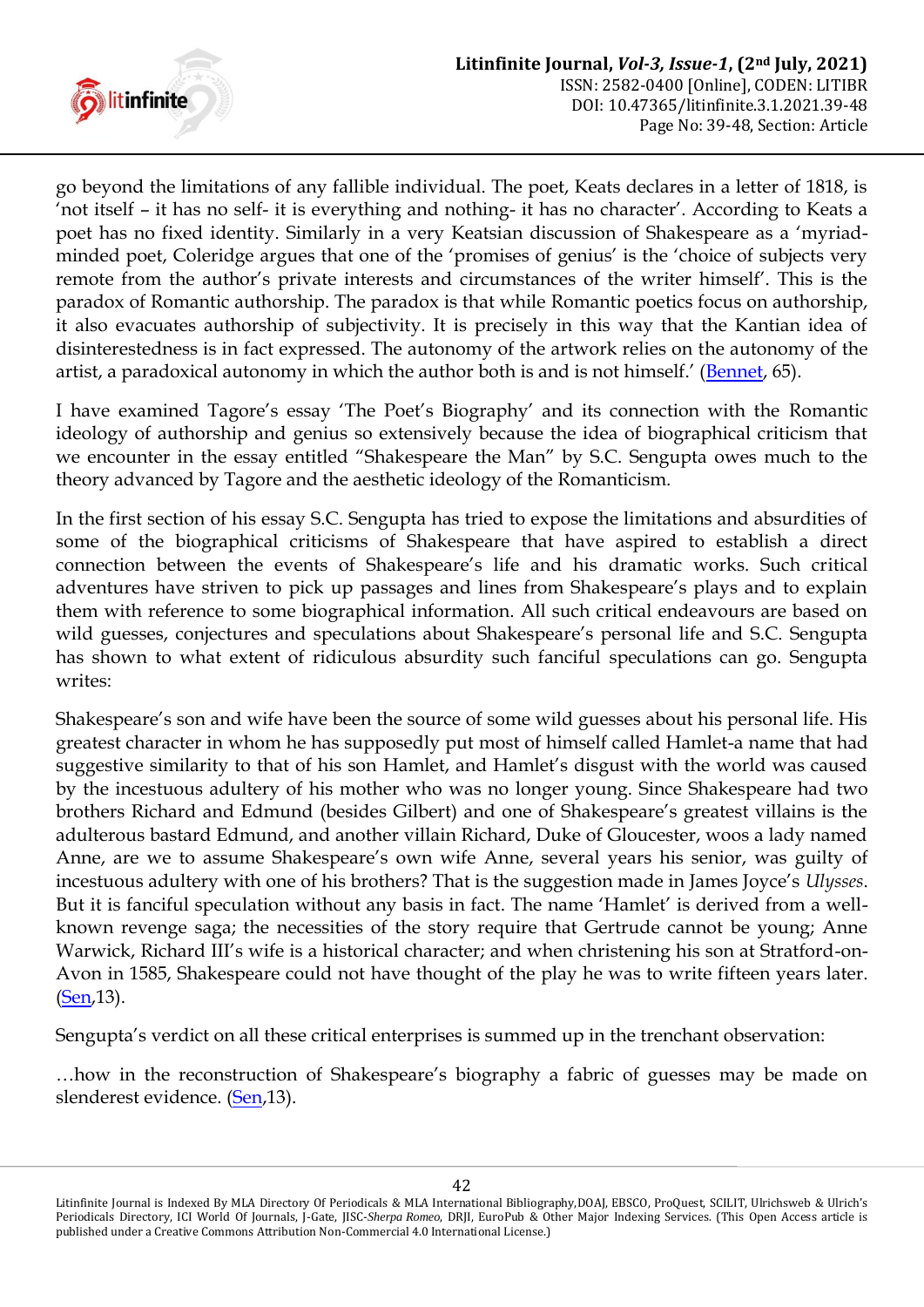go beyond the limitations of any fallible individual. The poet, Keats declares in a letter of 1818, is 'not itself – it has no self- it is everything and nothing- it has no character'. According to Keats a poet has no fixed identity. Similarly in a very Keatsian discussion of Shakespeare as a 'myriad-minded poet, Coleridge argues that one of the 'promises of genius' is the 'choice of subjects very remote from the author's private interests and circumstances of the writer himself'. This is the paradox of Romantic authorship. The paradox is that while Romantic poetics focus on authorship, it also evacuates authorship of subjectivity. It is precisely in this way that the Kantian idea of disinterestedness is in fact expressed. The autonomy of the artwork relies on the autonomy of the artist, a paradoxical autonomy in which the author both is and is not himself.' (Bennet, 65).

I have examined Tagore's essay 'The Poet's Biography' and its connection with the Romantic ideology of authorship and genius so extensively because the idea of biographical criticism that we encounter in the essay entitled "Shakespeare the Man" by S.C. Sengupta owes much to the theory advanced by Tagore and the aesthetic ideology of the Romanticism.

In the first section of his essay S.C. Sengupta has tried to expose the limitations and absurdities of some of the biographical criticisms of Shakespeare that have aspired to establish a direct connection between the events of Shakespeare's life and his dramatic works. Such critical adventures have striven to pick up passages and lines from Shakespeare's plays and to explain them with reference to some biographical information. All such critical endeavours are based on wild guesses, conjectures and speculations about Shakespeare's personal life and S.C. Sengupta has shown to what extent of ridiculous absurdity such fanciful speculations can go. Sengupta writes:

Shakespeare's son and wife have been the source of some wild guesses about his personal life. His greatest character in whom he has supposedly put most of himself called Hamlet-a name that had suggestive similarity to that of his son Hamlet, and Hamlet's disgust with the world was caused by the incestuous adultery of his mother who was no longer young. Since Shakespeare had two brothers Richard and Edmund (besides Gilbert) and one of Shakespeare's greatest villains is the adulterous bastard Edmund, and another villain Richard, Duke of Gloucester, woos a lady named Anne, are we to assume Shakespeare's own wife Anne, several years his senior, was guilty of incestuous adultery with one of his brothers? That is the suggestion made in James Joyce's *Ulysses*. But it is fanciful speculation without any basis in fact. The name 'Hamlet' is derived from a well-known revenge saga; the necessities of the story require that Gertrude cannot be young; Anne Warwick, Richard III's wife is a historical character; and when christening his son at Stratford-on-Avon in 1585, Shakespeare could not have thought of the play he was to write fifteen years later. (Sen,13).

Sengupta's verdict on all these critical enterprises is summed up in the trenchant observation:

…how in the reconstruction of Shakespeare's biography a fabric of guesses may made on slenderest evidence. (Sen,13).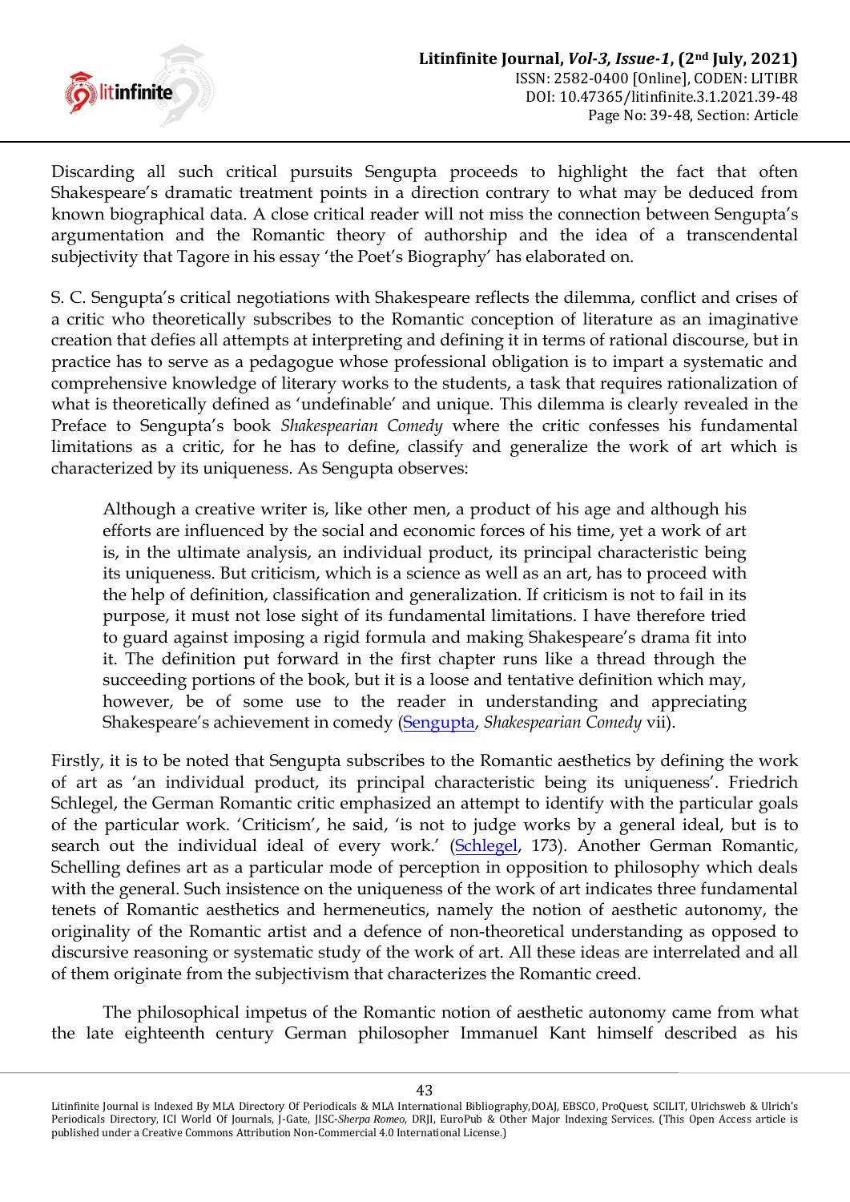Discarding all such critical pursuits Sengupta proceeds to highlight the fact that often Shakespeare's dramatic treatment points in a direction contrary to what may be deduced from known biographical data. A close critical reader will not miss the connection between Sengupta's argumentation and the Romantic theory of authorship and the idea of a transcendental subjectivity that Tagore in his essay 'the Poet's Biography' has elaborated on.

S. C. Sengupta's critical negotiations with Shakespeare reflects the dilemma, conflict and crises of a critic who theoretically subscribes to the Romantic conception of literature as an imaginative creation that defies all attempts at interpreting and defining it in terms of rational discourse, but in practice has to serve as a pedagogue whose professional obligation is to impart a systematic and comprehensive knowledge of literary works to the students, a task that requires rationalization of what is theoretically defined as 'undefinable' and unique. This dilemma is clearly revealed in the Preface to Sengupta's book *Shakespearian Comedy* where the critic confesses his fundamental limitations as a critic, for he has to define, classify and generalize the work of art which is characterized by its uniqueness. As Sengupta observes:

> Although a creative writer is, like other men, a product of his age and although his efforts are influenced by the social and economic forces of his time, yet a work of art is, in the ultimate analysis, an individual product, its principal characteristic being its uniqueness. But criticism, which is a science as well as an art, has to proceed with the help of definition, classification and generalization. If criticism is not to fail in its purpose, it must not lose sight of its fundamental limitations. I have therefore tried to guard against imposing a rigid formula and making Shakespeare's drama fit into it. The definition put forward in the first chapter runs like a thread through the succeeding portions of the book, but it is a loose and tentative definition which may, however, be of some use to the reader in understanding and appreciating Shakespeare's achievement in comedy (Sengupta, *Shakespearian Comedy* vii).

Firstly, it is to be noted that Sengupta subscribes to the Romantic aesthetics by defining the work of art as 'an individual product, its principal characteristic being its uniqueness'. Friedrich Schlegel, the German Romantic critic emphasized an attempt to identify with the particular goals of the particular work. 'Criticism', he said, 'is not to judge works by a general ideal, but is to search out the individual ideal of every work.' (Schlegel, 173). Another German Romantic, Schelling defines art as a particular mode of perception in opposition to philosophy which deals with the general. Such insistence on the uniqueness of the work of art indicates three fundamental tenets of Romantic aesthetics and hermeneutics, namely the notion of aesthetic autonomy, the originality of the Romantic artist and a defence of non-theoretical understanding as opposed to discursive reasoning or systematic study of the work of art. All these ideas are interrelated and all of them originate from the subjectivism that characterizes the Romantic creed.

The philosophical impetus of the Romantic notion of aesthetic autonomy came from what the late eighteenth century German philosopher Immanuel Kant himself described as his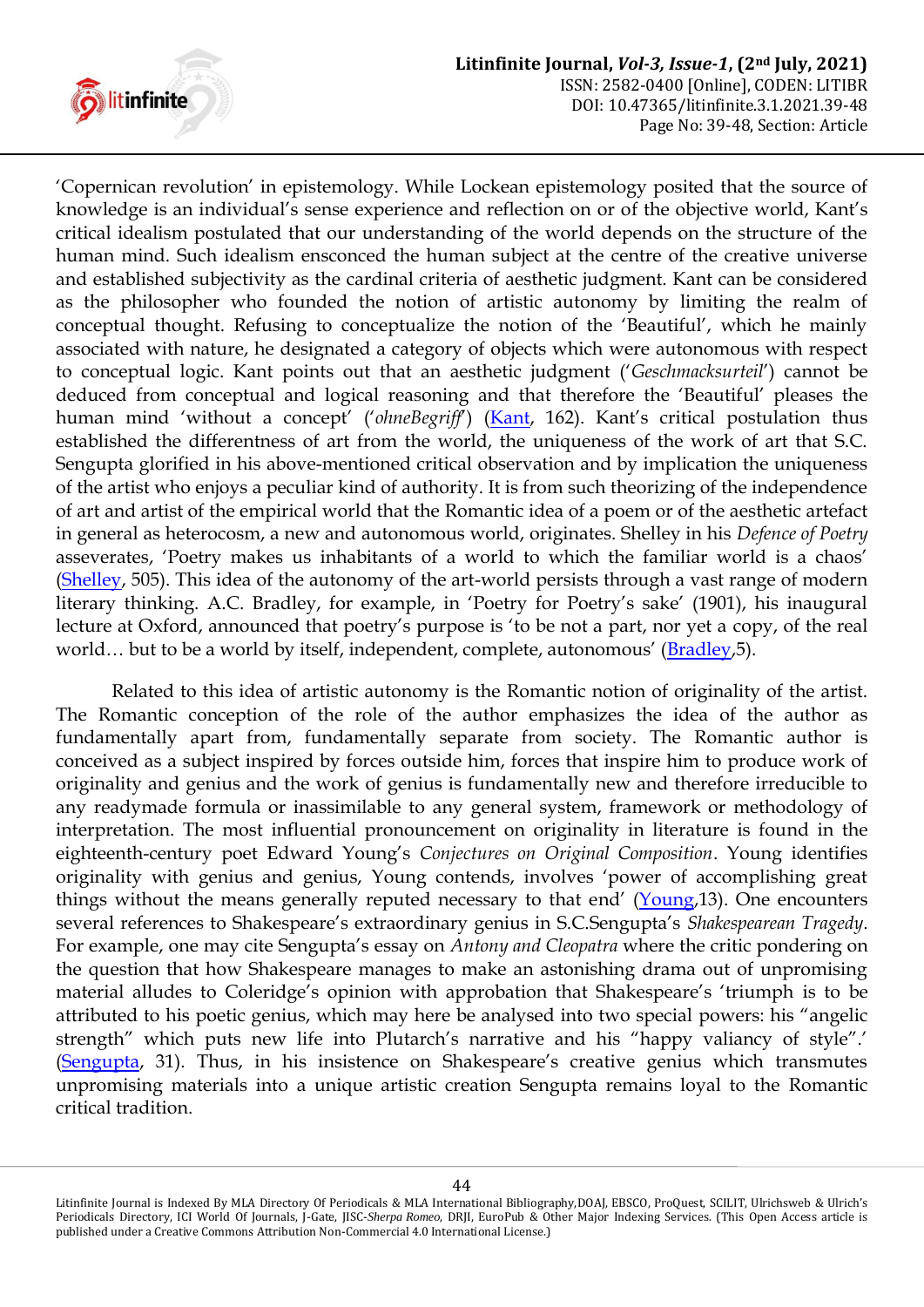'Copernican revolution' in epistemology. While Lockean epistemology posited that the source of knowledge is an individual's sense experience and reflection on or of the objective world, Kant's critical idealism postulated that our understanding of the world depends on the structure of the human mind. Such idealism ensconced the human subject at the centre of the creative universe and established subjectivity as the cardinal criteria of aesthetic judgment. Kant can be considered as the philosopher who founded the notion of artistic autonomy by limiting the realm of conceptual thought. Refusing to conceptualize the notion of the 'Beautiful', which he mainly associated with nature, he designated a category of objects which were autonomous with respect to conceptual logic. Kant points out that an aesthetic judgment ('*Geschmacksurteil*') cannot be deduced from conceptual and logical reasoning and that therefore the 'Beautiful' pleases the human mind 'without a concept' ('*ohneBegriff*') (Kant, 162). Kant's critical postulation thus established the differentness of art from the world, the uniqueness of the work of art that S.C. Sengupta glorified in his above-mentioned critical observation and by implication the uniqueness of the artist who enjoys a peculiar kind of authority. It is from such theorizing of the independence of art and artist of the empirical world that the Romantic idea of a poem or of the aesthetic artefact in general as heterocosm, a new and autonomous world, originates. Shelley in his *Defence of Poetry* asseverates, 'Poetry makes us inhabitants of a world to which the familiar world is a chaos' (Shelley, 505). This idea of the autonomy of the art-world persists through a vast range of modern literary thinking. A.C. Bradley, for example, in 'Poetry for Poetry's sake' (1901), his inaugural lecture at Oxford, announced that poetry's purpose is 'to be not a part, nor yet a copy, of the real world… but to be a world by itself, independent, complete, autonomous' (Bradley,5).

Related to this idea of artistic autonomy is the Romantic notion of originality of the artist. The Romantic conception of the role of the author emphasizes the idea of the author as fundamentally apart from, fundamentally separate from society. The Romantic author is conceived as a subject inspired by forces outside him, forces that inspire him to produce work of originality and genius and the work of genius is fundamentally new and therefore irreducible to any readymade formula or inassimilable to any general system, framework or methodology of interpretation. The most influential pronouncement on originality in literature is found in the eighteenth-century poet Edward Young's *Conjectures on Original Composition*. Young identifies originality with genius and genius, Young contends, involves 'power of accomplishing great things without the means generally reputed necessary to that end' (Young,13). One encounters several references to Shakespeare's extraordinary genius in S.C.Sengupta's *Shakespearean Tragedy*. For example, one may cite Sengupta's essay on *Antony and Cleopatra* where the critic pondering on the question that how Shakespeare manages to make an astonishing drama out of unpromising material alludes to Coleridge's opinion with approbation that Shakespeare's 'triumph is to be attributed to his poetic genius, which may here be analysed into two special powers: his "angelic strength" which puts new life into Plutarch's narrative and his "happy valiancy of style".' (Sengupta, 31). Thus, in his insistence on Shakespeare's creative genius which transmutes unpromising materials into a unique artistic creation Sengupta remains loyal to the Romantic critical tradition.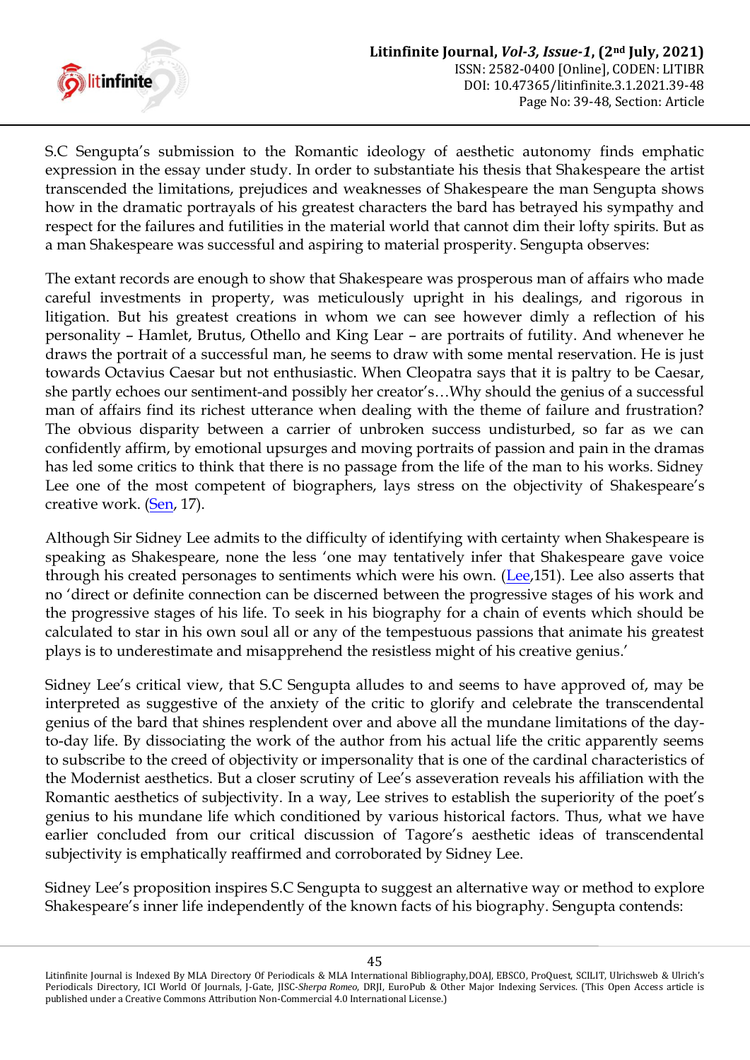S.C Sengupta's submission to the Romantic ideology of aesthetic autonomy finds emphatic expression in the essay under study. In order to substantiate his thesis that Shakespeare the artist transcended the limitations, prejudices and weaknesses of Shakespeare the man Sengupta shows how in the dramatic portrayals of his greatest characters the bard has betrayed his sympathy and respect for the failures and futilities in the material world that cannot dim their lofty spirits. But as a man Shakespeare was successful and aspiring to material prosperity. Sengupta observes:

The extant records are enough to show that Shakespeare was prosperous man of affairs who made careful investments in property, was meticulously upright in his dealings, and rigorous in litigation. But his greatest creations in whom we can see however dimly a reflection of his personality – Hamlet, Brutus, Othello and King Lear – are portraits of futility. And whenever he draws the portrait of a successful man, he seems to draw with some mental reservation. He is just towards Octavius Caesar but not enthusiastic. When Cleopatra says that it is paltry to be Caesar, she partly echoes our sentiment-and possibly her creator's…Why should the genius of a successful man of affairs find its richest utterance when dealing with the theme of failure and frustration? The obvious disparity between a carrier of unbroken success undisturbed, so far as we can confidently affirm, by emotional upsurges and moving portraits of passion and pain in the dramas has led some critics to think that there is no passage from the life of the man to his works. Sidney Lee one of the most competent of biographers, lays stress on the objectivity of Shakespeare's creative work. (Sen, 17).

Although Sir Sidney Lee admits to the difficulty of identifying with certainty when Shakespeare is speaking as Shakespeare, none the less 'one may tentatively infer that Shakespeare gave voice through his created personages to sentiments which were his own. (Lee,151). Lee also asserts that no 'direct or definite connection can be discerned between the progressive stages of his work and the progressive stages of his life. To seek in his biography for a chain of events which should be calculated to star in his own soul all or any of the tempestuous passions that animate his greatest plays is to underestimate and misapprehend the resistless might of his creative genius.'

Sidney Lee's critical view, that S.C Sengupta alludes to and seems to have approved of, may be interpreted as suggestive of the anxiety of the critic to glorify and celebrate the transcendental genius of the bard that shines resplendent over and above all the mundane limitations of the day-to-day life. By dissociating the work of the author from his actual life the critic apparently seems to subscribe to the creed of objectivity or impersonality that is one of the cardinal characteristics of the Modernist aesthetics. But a closer scrutiny of Lee's asseveration reveals his affiliation with the Romantic aesthetics of subjectivity. In a way, Lee strives to establish the superiority of the poet's genius to his mundane life which conditioned by various historical factors. Thus, what we have earlier concluded from our critical discussion of Tagore's aesthetic ideas of transcendental subjectivity is emphatically reaffirmed and corroborated by Sidney Lee.

Sidney Lee's proposition inspires S.C Sengupta to suggest an alternative way or method to explore Shakespeare's inner life independently of the known facts of his biography. Sengupta contends: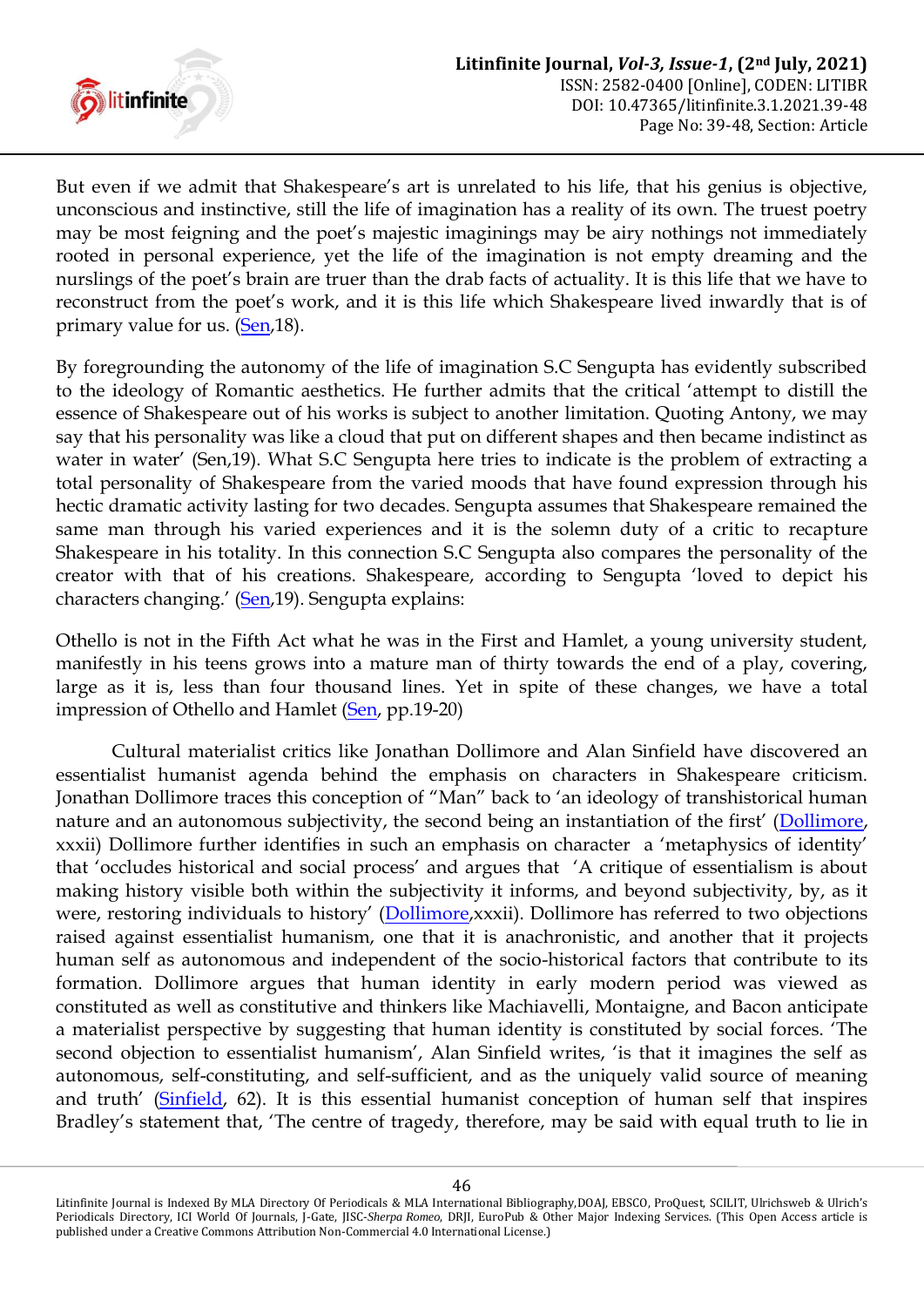But even if we admit that Shakespeare's art is unrelated to his life, that his genius is objective, unconscious and instinctive, still the life of imagination has a reality of its own. The truest poetry may be most feigning and the poet's majestic imaginings may be airy nothings not immediately rooted in personal experience, yet the life of the imagination is not empty dreaming and the nurslings of the poet's brain are truer than the drab facts of actuality. It is this life that we have to reconstruct from the poet's work, and it is this life which Shakespeare lived inwardly that is of primary value for us. (Sen,18).

By foregrounding the autonomy of the life of imagination S.C Sengupta has evidently subscribed to the ideology of Romantic aesthetics. He further admits that the critical 'attempt to distill the essence of Shakespeare out of his works is subject to another limitation. Quoting Antony, we may say that his personality was like a cloud that put on different shapes and then became indistinct as water in water' (Sen,19). What S.C Sengupta here tries to indicate is the problem of extracting a total personality of Shakespeare from the varied moods that have found expression through his hectic dramatic activity lasting for two decades. Sengupta assumes that Shakespeare remained the same man through his varied experiences and it is the solemn duty of a critic to recapture Shakespeare in his totality. In this connection S.C Sengupta also compares the personality of the creator with that of his creations. Shakespeare, according to Sengupta 'loved to depict his characters changing.' (Sen,19). Sengupta explains:

Othello is not in the Fifth Act what he was in the First and Hamlet, a young university student, manifestly in his teens grows into a mature man of thirty towards the end of a play, covering, large as it is, less than four thousand lines. Yet in spite of these changes, we have a total impression of Othello and Hamlet (Sen, pp.19-20)

Cultural materialist critics like Jonathan Dollimore and Alan Sinfield have discovered an essentialist humanist agenda behind the emphasis on characters in Shakespeare criticism. Jonathan Dollimore traces this conception of "Man" back to 'an ideology of transhistorical human nature and an autonomous subjectivity, the second being an instantiation of the first' (Dollimore, xxxii) Dollimore further identifies in such an emphasis on character a 'metaphysics of identity' that 'occludes historical and social process' and argues that 'A critique of essentialism is about making history visible both within the subjectivity it informs, and beyond subjectivity, by, as it were, restoring individuals to history' (Dollimore,xxxii). Dollimore has referred to two objections raised against essentialist humanism, one that it is anachronistic, and another that it projects human self as autonomous and independent of the socio-historical factors that contribute to its formation. Dollimore argues that human identity in early modern period was viewed as constituted as well as constitutive and thinkers like Machiavelli, Montaigne, and Bacon anticipate a materialist perspective by suggesting that human identity is constituted by social forces. 'The second objection to essentialist humanism', Alan Sinfield writes, 'is that it imagines the self as autonomous, self-constituting, and self-sufficient, and as the uniquely valid source of meaning and truth' (Sinfield, 62). It is this essential humanist conception of human self that inspires Bradley's statement that, 'The centre of tragedy, therefore, may be said with equal truth to lie in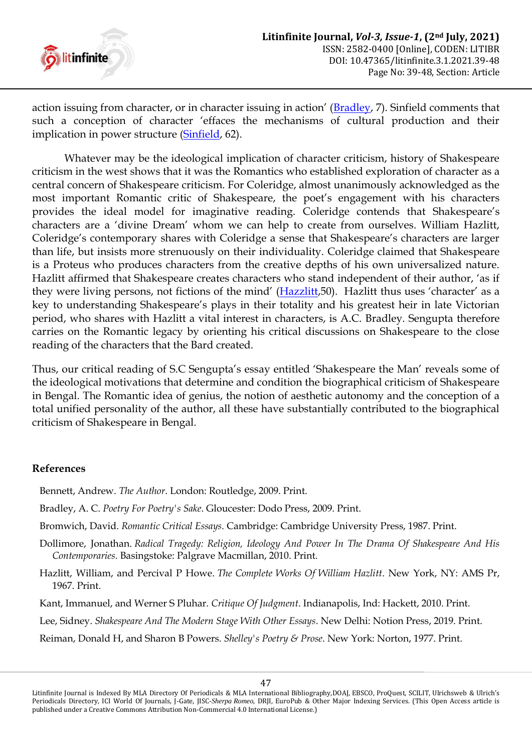action issuing from character, or in character issuing in action' (Bradley, 7). Sinfield comments that such a conception of character 'effaces the mechanisms of cultural production and their implication in power structure (Sinfield, 62).

Whatever may be the ideological implication of character criticism, history of Shakespeare criticism in the west shows that it was the Romantics who established exploration of character as a central concern of Shakespeare criticism. For Coleridge, almost unanimously acknowledged as the most important Romantic critic of Shakespeare, the poet's engagement with his characters provides the ideal model for imaginative reading. Coleridge contends that Shakespeare's characters are a 'divine Dream' whom we can help to create from ourselves. William Hazlitt, Coleridge's contemporary shares with Coleridge a sense that Shakespeare's characters are larger than life, but insists more strenuously on their individuality. Coleridge claimed that Shakespeare is a Proteus who produces characters from the creative depths of his own universalized nature. Hazlitt affirmed that Shakespeare creates characters who stand independent of their author, 'as if they were living persons, not fictions of the mind' (Hazzlitt,50). Hazlitt thus uses 'character' as a key to understanding Shakespeare's plays in their totality and his greatest heir in late Victorian period, who shares with Hazlitt a vital interest in characters, is A.C. Bradley. Sengupta therefore carries on the Romantic legacy by orienting his critical discussions on Shakespeare to the close reading of the characters that the Bard created.

Thus, our critical reading of S.C Sengupta's essay entitled 'Shakespeare the Man' reveals some of the ideological motivations that determine and condition the biographical criticism of Shakespeare in Bengal. The Romantic idea of genius, the notion of aesthetic autonomy and the conception of a total unified personality of the author, all these have substantially contributed to the biographical criticism of Shakespeare in Bengal.

## References

Bennett, Andrew. *The Author*. London: Routledge, 2009. Print.

Bradley, A. C. *Poetry For Poetry's Sake*. Gloucester: Dodo Press, 2009. Print.

Bromwich, David. *Romantic Critical Essays*. Cambridge: Cambridge University Press, 1987. Print.

Dollimore, Jonathan. *Radical Tragedy: Religion, Ideology And Power In The Drama Of Shakespeare And His Contemporaries*. Basingstoke: Palgrave Macmillan, 2010. Print.

Hazlitt, William, and Percival P Howe. *The Complete Works Of William Hazlitt*. New York, NY: AMS Pr, 1967. Print.

Kant, Immanuel, and Werner S Pluhar. *Critique Of Judgment*. Indianapolis, Ind: Hackett, 2010. Print.

Lee, Sidney. *Shakespeare And The Modern Stage With Other Essays*. New Delhi: Notion Press, 2019. Print.

Reiman, Donald H, and Sharon B Powers. *Shelley's Poetry & Prose*. New York: Norton, 1977. Print.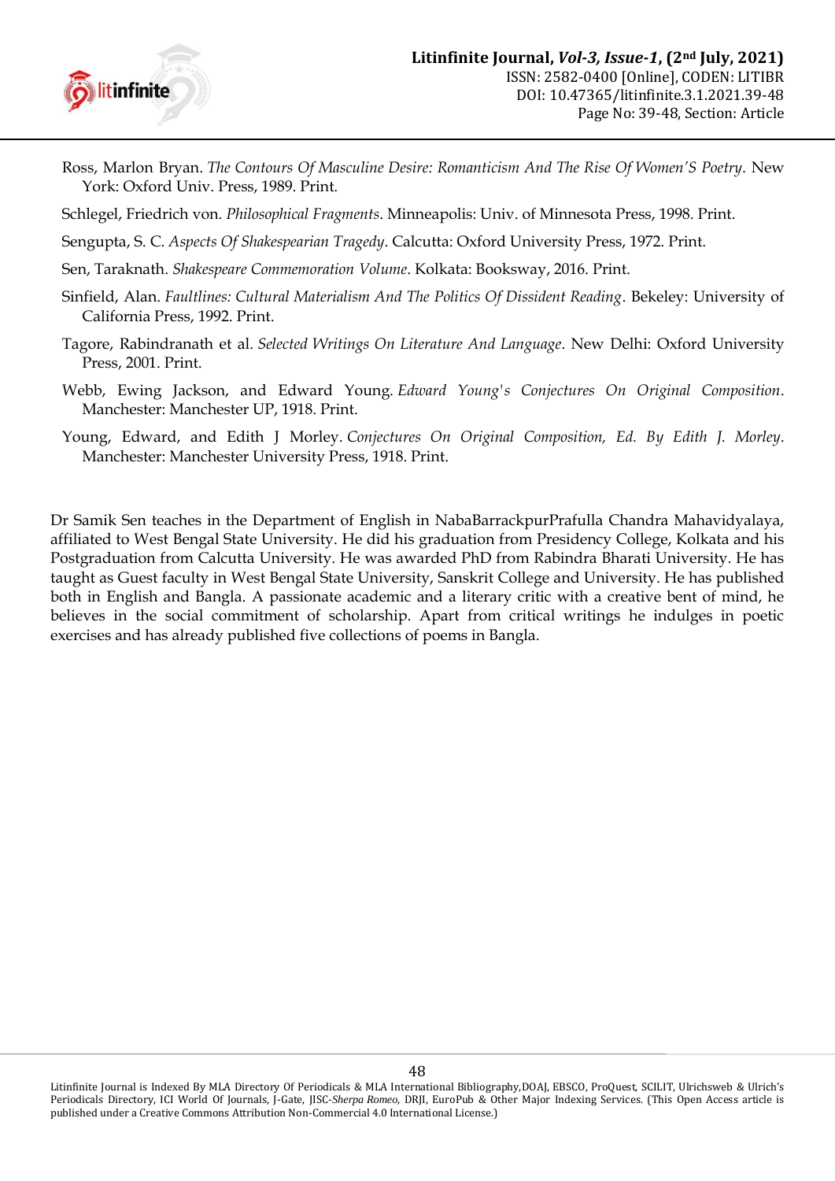Ross, Marlon Bryan. *The Contours Of Masculine Desire: Romanticism And The Rise Of Women'S Poetry*. New York: Oxford Univ. Press, 1989. Print.

Schlegel, Friedrich von. *Philosophical Fragments*. Minneapolis: Univ. of Minnesota Press, 1998. Print.

Sengupta, S. C. *Aspects Of Shakespearian Tragedy*. Calcutta: Oxford University Press, 1972. Print.

Sen, Taraknath. *Shakespeare Commemoration Volume*. Kolkata: Booksway, 2016. Print.

Sinfield, Alan. *Faultlines: Cultural Materialism And The Politics Of Dissident Reading*. Bekeley: University of California Press, 1992. Print.

Tagore, Rabindranath et al. *Selected Writings On Literature And Language*. New Delhi: Oxford University Press, 2001. Print.

Webb, Ewing Jackson, and Edward Young. *Edward Young's Conjectures On Original Composition*. Manchester: Manchester UP, 1918. Print.

Young, Edward, and Edith J Morley. *Conjectures On Original Composition, Ed. By Edith J. Morley*. Manchester: Manchester University Press, 1918. Print.

Dr Samik Sen teaches in the Department of English in NabaBarrackpurPrafulla Chandra Mahavidyalaya, affiliated to West Bengal State University. He did his graduation from Presidency College, Kolkata and his Postgraduation from Calcutta University. He was awarded PhD from Rabindra Bharati University. He has taught as Guest faculty in West Bengal State University, Sanskrit College and University. He has published both in English and Bangla. A passionate academic and a literary critic with a creative bent of mind, he believes in the social commitment of scholarship. Apart from critical writings he indulges in poetic exercises and has already published five collections of poems in Bangla.